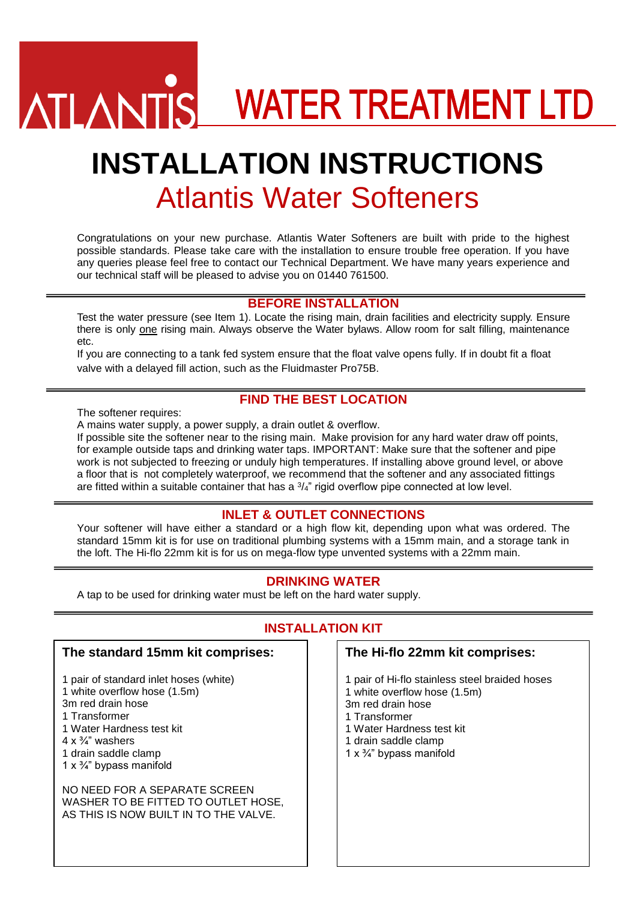# ATLANTIS WATER TREATMENT LTD

# INSTALLATION INSTRUCTIONS

## Atlantis Water Softeners

Congratulations on your new purchase. Atlantis Water Softeners are built with pride to the highest possible standards. Please take care with the installation to ensure trouble free operation. If you have any queries please feel free to contact our Technical Department. We have many years experience and our technical staff will be pleased to advise you on 01440 761500.

### BEFORE INSTALLATION

Test the water pressure (see Item 1). Locate the rising main, drain facilities and electricity supply. Ensure there is only one rising main. Always observe the Water bylaws. Allow room for salt filling, maintenance etc.

If you are connecting to a tank fed system ensure that the float valve opens fully. If in doubt fit a float valve with a delayed fill action, such as the Fluidmaster Pro75B.

### FIND THE BEST LOCATION

The softener requires:

A mains water supply, a power supply, a drain outlet & overflow.

If possible site the softener near to the rising main. Make provision for any hard water draw off points, for example outside taps and drinking water taps. IMPORTANT: Make sure that the softener and pipe work is not subjected to freezing or unduly high temperatures. If installing above ground level, or above a floor that is not completely waterproof, we recommend that the softener and any associated fittings are fitted within a suitable container that has a ³/₄" rigid overflow pipe connected at low level.

### INLET & OUTLET CONNECTIONS

Your softener will have either a standard or a high flow kit, depending upon what was ordered. The standard 15mm kit is for use on traditional plumbing systems with a 15mm main, and a storage tank in the loft. The Hi-flo 22mm kit is for us on mega-flow type unvented systems with a 22mm main.

### DRINKING WATER

A tap to be used for drinking water must be left on the hard water supply.

### INSTALLATION KIT

**The standard 15mm kit comprises:**

1 pair of standard inlet hoses (white)
1 white overflow hose (1.5m)
3m red drain hose
1 Transformer
1 Water Hardness test kit
4 x ¾" washers
1 drain saddle clamp
1 x ¾" bypass manifold

NO NEED FOR A SEPARATE SCREEN WASHER TO BE FITTED TO OUTLET HOSE, AS THIS IS NOW BUILT IN TO THE VALVE.

**The Hi-flo 22mm kit comprises:**

1 pair of Hi-flo stainless steel braided hoses
1 white overflow hose (1.5m)
3m red drain hose
1 Transformer
1 Water Hardness test kit
1 drain saddle clamp
1 x ¾" bypass manifold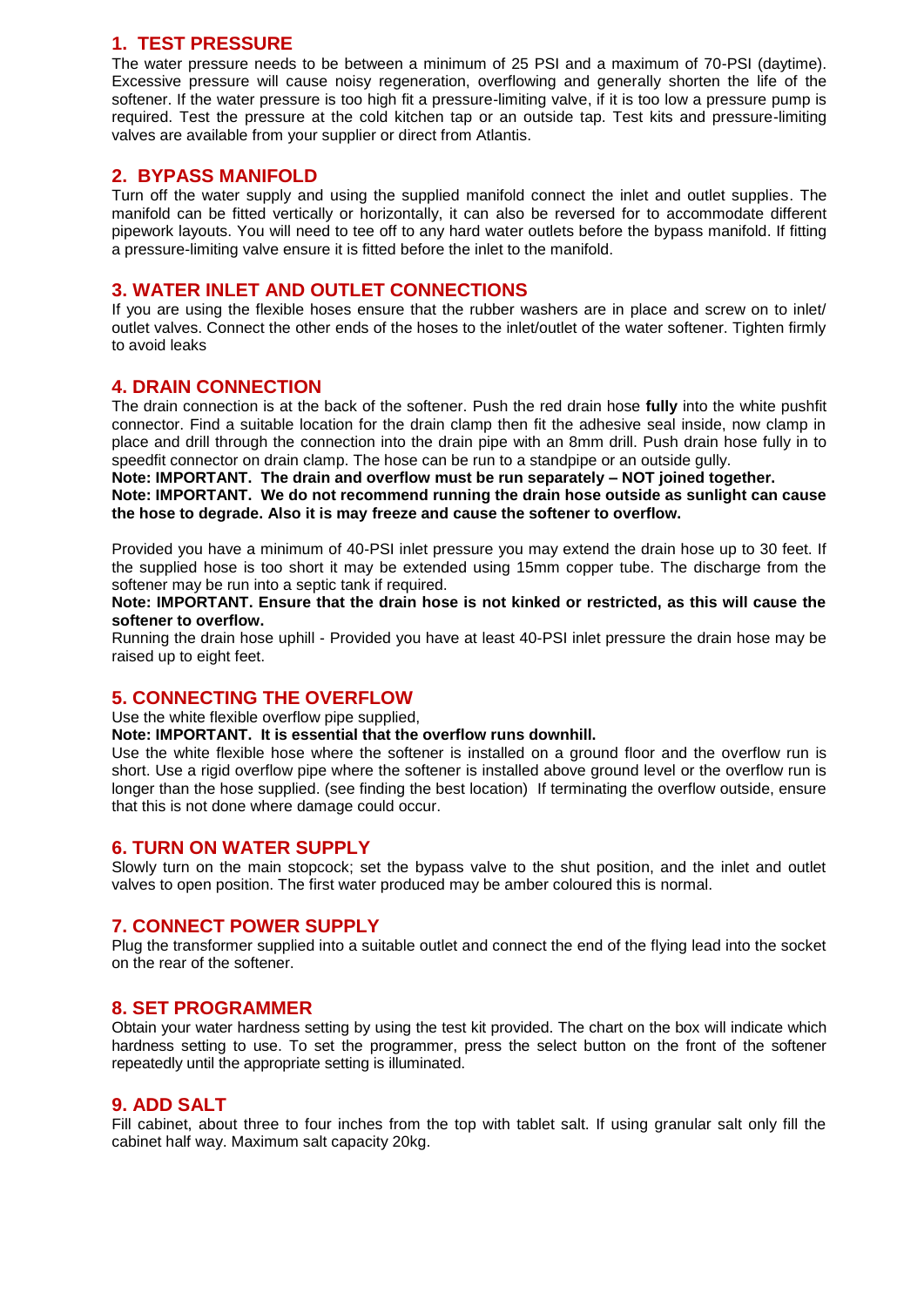## 1. TEST PRESSURE

The water pressure needs to be between a minimum of 25 PSI and a maximum of 70-PSI (daytime). Excessive pressure will cause noisy regeneration, overflowing and generally shorten the life of the softener. If the water pressure is too high fit a pressure-limiting valve, if it is too low a pressure pump is required. Test the pressure at the cold kitchen tap or an outside tap. Test kits and pressure-limiting valves are available from your supplier or direct from Atlantis.

## 2. BYPASS MANIFOLD

Turn off the water supply and using the supplied manifold connect the inlet and outlet supplies. The manifold can be fitted vertically or horizontally, it can also be reversed for to accommodate different pipework layouts. You will need to tee off to any hard water outlets before the bypass manifold. If fitting a pressure-limiting valve ensure it is fitted before the inlet to the manifold.

## 3. WATER INLET AND OUTLET CONNECTIONS

If you are using the flexible hoses ensure that the rubber washers are in place and screw on to inlet/ outlet valves. Connect the other ends of the hoses to the inlet/outlet of the water softener. Tighten firmly to avoid leaks

## 4. DRAIN CONNECTION

The drain connection is at the back of the softener. Push the red drain hose **fully** into the white pushfit connector. Find a suitable location for the drain clamp then fit the adhesive seal inside, now clamp in place and drill through the connection into the drain pipe with an 8mm drill. Push drain hose fully in to speedfit connector on drain clamp. The hose can be run to a standpipe or an outside gully.

**Note: IMPORTANT. The drain and overflow must be run separately – NOT joined together.**

**Note: IMPORTANT. We do not recommend running the drain hose outside as sunlight can cause the hose to degrade. Also it is may freeze and cause the softener to overflow.**

Provided you have a minimum of 40-PSI inlet pressure you may extend the drain hose up to 30 feet. If the supplied hose is too short it may be extended using 15mm copper tube. The discharge from the softener may be run into a septic tank if required.

**Note: IMPORTANT. Ensure that the drain hose is not kinked or restricted, as this will cause the softener to overflow.**

Running the drain hose uphill - Provided you have at least 40-PSI inlet pressure the drain hose may be raised up to eight feet.

## 5. CONNECTING THE OVERFLOW

Use the white flexible overflow pipe supplied,

**Note: IMPORTANT. It is essential that the overflow runs downhill.**

Use the white flexible hose where the softener is installed on a ground floor and the overflow run is short. Use a rigid overflow pipe where the softener is installed above ground level or the overflow run is longer than the hose supplied. (see finding the best location) If terminating the overflow outside, ensure that this is not done where damage could occur.

## 6. TURN ON WATER SUPPLY

Slowly turn on the main stopcock; set the bypass valve to the shut position, and the inlet and outlet valves to open position. The first water produced may be amber coloured this is normal.

## 7. CONNECT POWER SUPPLY

Plug the transformer supplied into a suitable outlet and connect the end of the flying lead into the socket on the rear of the softener.

## 8. SET PROGRAMMER

Obtain your water hardness setting by using the test kit provided. The chart on the box will indicate which hardness setting to use. To set the programmer, press the select button on the front of the softener repeatedly until the appropriate setting is illuminated.

## 9. ADD SALT

Fill cabinet, about three to four inches from the top with tablet salt. If using granular salt only fill the cabinet half way. Maximum salt capacity 20kg.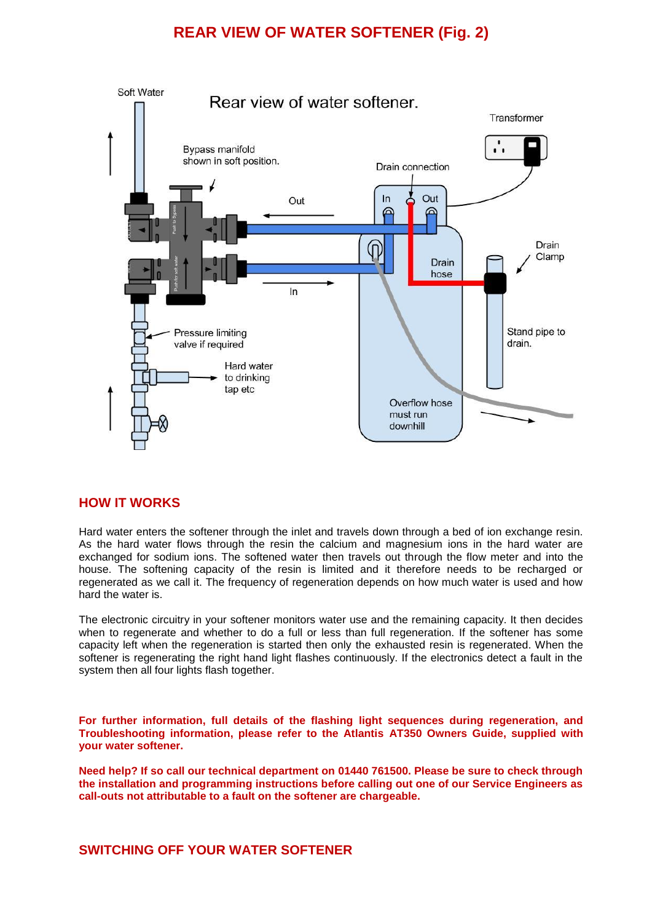# REAR VIEW OF WATER SOFTENER (Fig. 2)

## HOW IT WORKS

Hard water enters the softener through the inlet and travels down through a bed of ion exchange resin. As the hard water flows through the resin the calcium and magnesium ions in the hard water are exchanged for sodium ions. The softened water then travels out through the flow meter and into the house. The softening capacity of the resin is limited and it therefore needs to be recharged or regenerated as we call it. The frequency of regeneration depends on how much water is used and how hard the water is.

The electronic circuitry in your softener monitors water use and the remaining capacity. It then decides when to regenerate and whether to do a full or less than full regeneration. If the softener has some capacity left when the regeneration is started then only the exhausted resin is regenerated. When the softener is regenerating the right hand light flashes continuously. If the electronics detect a fault in the system then all four lights flash together.

**For further information, full details of the flashing light sequences during regeneration, and Troubleshooting information, please refer to the Atlantis AT350 Owners Guide, supplied with your water softener.**

**Need help? If so call our technical department on 01440 761500. Please be sure to check through the installation and programming instructions before calling out one of our Service Engineers as call-outs not attributable to a fault on the softener are chargeable.**

## SWITCHING OFF YOUR WATER SOFTENER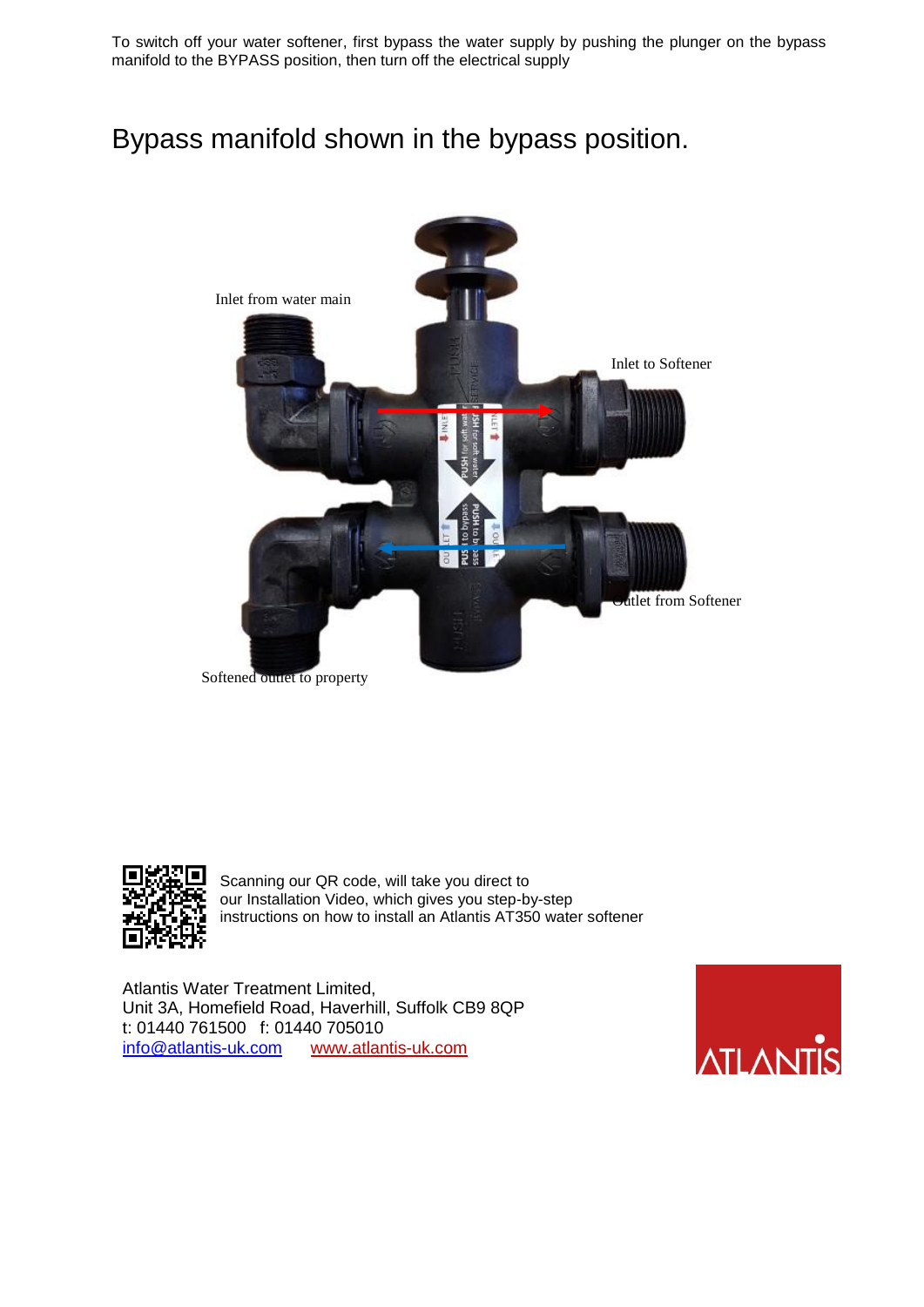To switch off your water softener, first bypass the water supply by pushing the plunger on the bypass manifold to the BYPASS position, then turn off the electrical supply

# Bypass manifold shown in the bypass position.

Inlet from water main

Inlet to Softener

Outlet from Softener

Softened outlet to property

Scanning our QR code, will take you direct to our Installation Video, which gives you step-by-step instructions on how to install an Atlantis AT350 water softener

Atlantis Water Treatment Limited,
Unit 3A, Homefield Road, Haverhill, Suffolk CB9 8QP
t: 01440 761500 f: 01440 705010
info@atlantis-uk.com www.atlantis-uk.com

ATLANTIS